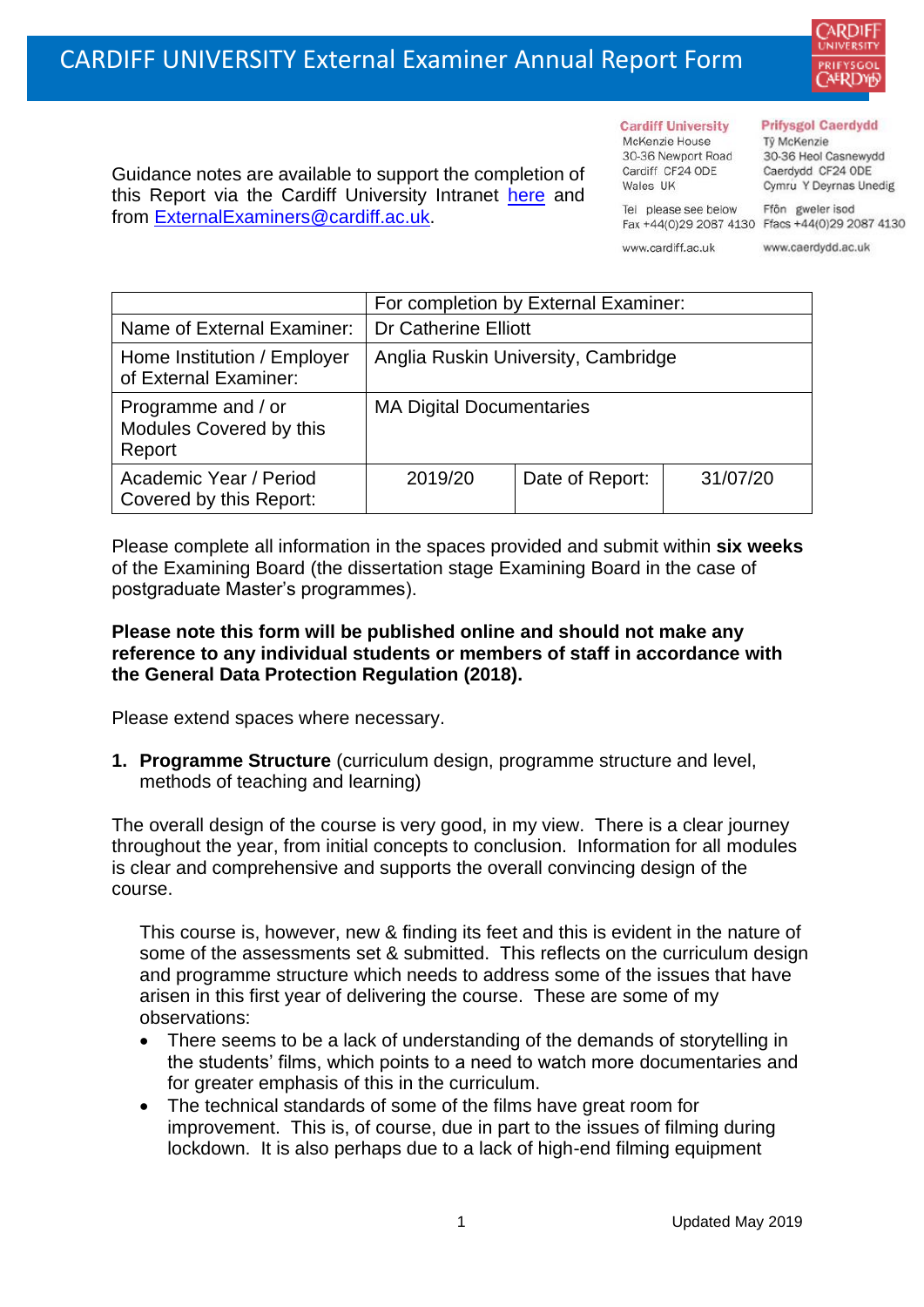# CARDIFF UNIVERSITY External Examiner Annual Report Form

Guidance notes are available to support the completion of this Report via the Cardiff University Intranet [here](#) and from ExternalExaminers@cardiff.ac.uk.

**Cardiff University**
McKenzie House
30-36 Newport Road
Cardiff CF24 0DE
Wales UK

Tel please see below
Fax +44(0)29 2087 4130

www.cardiff.ac.uk

**Prifysgol Caerdydd**
Tŷ McKenzie
30-36 Heol Casnewydd
Caerdydd CF24 0DE
Cymru Y Deyrnas Unedig

Ffôn gweler isod
Ffacs +44(0)29 2087 4130

www.caerdydd.ac.uk

| | For completion by External Examiner: | | |
|---|---|---|---|
| Name of External Examiner: | Dr Catherine Elliott | | |
| Home Institution / Employer of External Examiner: | Anglia Ruskin University, Cambridge | | |
| Programme and / or Modules Covered by this Report | MA Digital Documentaries | | |
| Academic Year / Period Covered by this Report: | 2019/20 | Date of Report: | 31/07/20 |

Please complete all information in the spaces provided and submit within **six weeks** of the Examining Board (the dissertation stage Examining Board in the case of postgraduate Master's programmes).

**Please note this form will be published online and should not make any reference to any individual students or members of staff in accordance with the General Data Protection Regulation (2018).**

Please extend spaces where necessary.

1. **Programme Structure** (curriculum design, programme structure and level, methods of teaching and learning)

The overall design of the course is very good, in my view. There is a clear journey throughout the year, from initial concepts to conclusion. Information for all modules is clear and comprehensive and supports the overall convincing design of the course.

This course is, however, new & finding its feet and this is evident in the nature of some of the assessments set & submitted. This reflects on the curriculum design and programme structure which needs to address some of the issues that have arisen in this first year of delivering the course. These are some of my observations:

- There seems to be a lack of understanding of the demands of storytelling in the students' films, which points to a need to watch more documentaries and for greater emphasis of this in the curriculum.
- The technical standards of some of the films have great room for improvement. This is, of course, due in part to the issues of filming during lockdown. It is also perhaps due to a lack of high-end filming equipment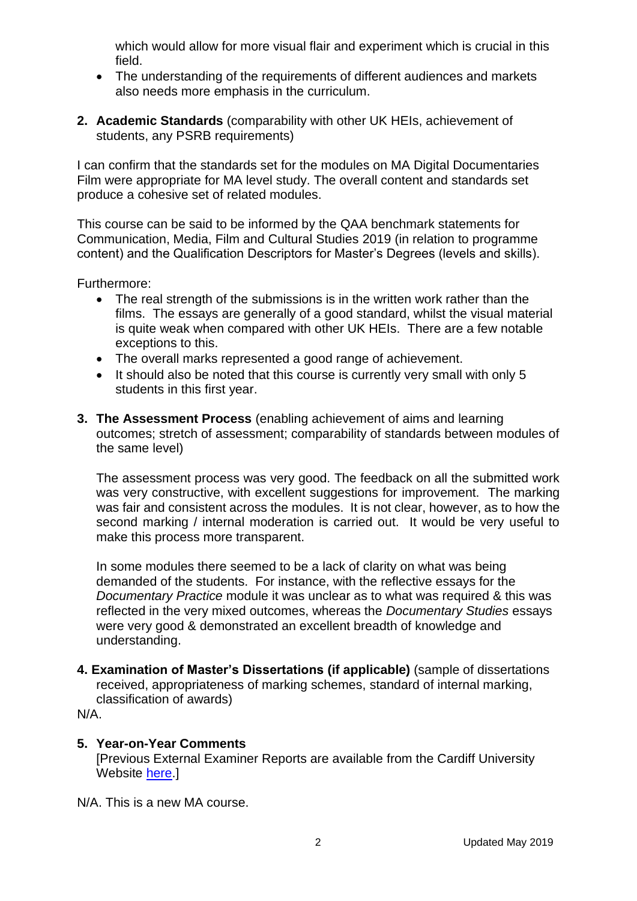which would allow for more visual flair and experiment which is crucial in this field.

- The understanding of the requirements of different audiences and markets also needs more emphasis in the curriculum.

2. **Academic Standards** (comparability with other UK HEIs, achievement of students, any PSRB requirements)

I can confirm that the standards set for the modules on MA Digital Documentaries Film were appropriate for MA level study. The overall content and standards set produce a cohesive set of related modules.

This course can be said to be informed by the QAA benchmark statements for Communication, Media, Film and Cultural Studies 2019 (in relation to programme content) and the Qualification Descriptors for Master's Degrees (levels and skills).

Furthermore:

- The real strength of the submissions is in the written work rather than the films. The essays are generally of a good standard, whilst the visual material is quite weak when compared with other UK HEIs. There are a few notable exceptions to this.
- The overall marks represented a good range of achievement.
- It should also be noted that this course is currently very small with only 5 students in this first year.

3. **The Assessment Process** (enabling achievement of aims and learning outcomes; stretch of assessment; comparability of standards between modules of the same level)

The assessment process was very good. The feedback on all the submitted work was very constructive, with excellent suggestions for improvement. The marking was fair and consistent across the modules. It is not clear, however, as to how the second marking / internal moderation is carried out. It would be very useful to make this process more transparent.

In some modules there seemed to be a lack of clarity on what was being demanded of the students. For instance, with the reflective essays for the *Documentary Practice* module it was unclear as to what was required & this was reflected in the very mixed outcomes, whereas the *Documentary Studies* essays were very good & demonstrated an excellent breadth of knowledge and understanding.

4. **Examination of Master's Dissertations (if applicable)** (sample of dissertations received, appropriateness of marking schemes, standard of internal marking, classification of awards)

N/A.

5. **Year-on-Year Comments**
[Previous External Examiner Reports are available from the Cardiff University Website here.]

N/A. This is a new MA course.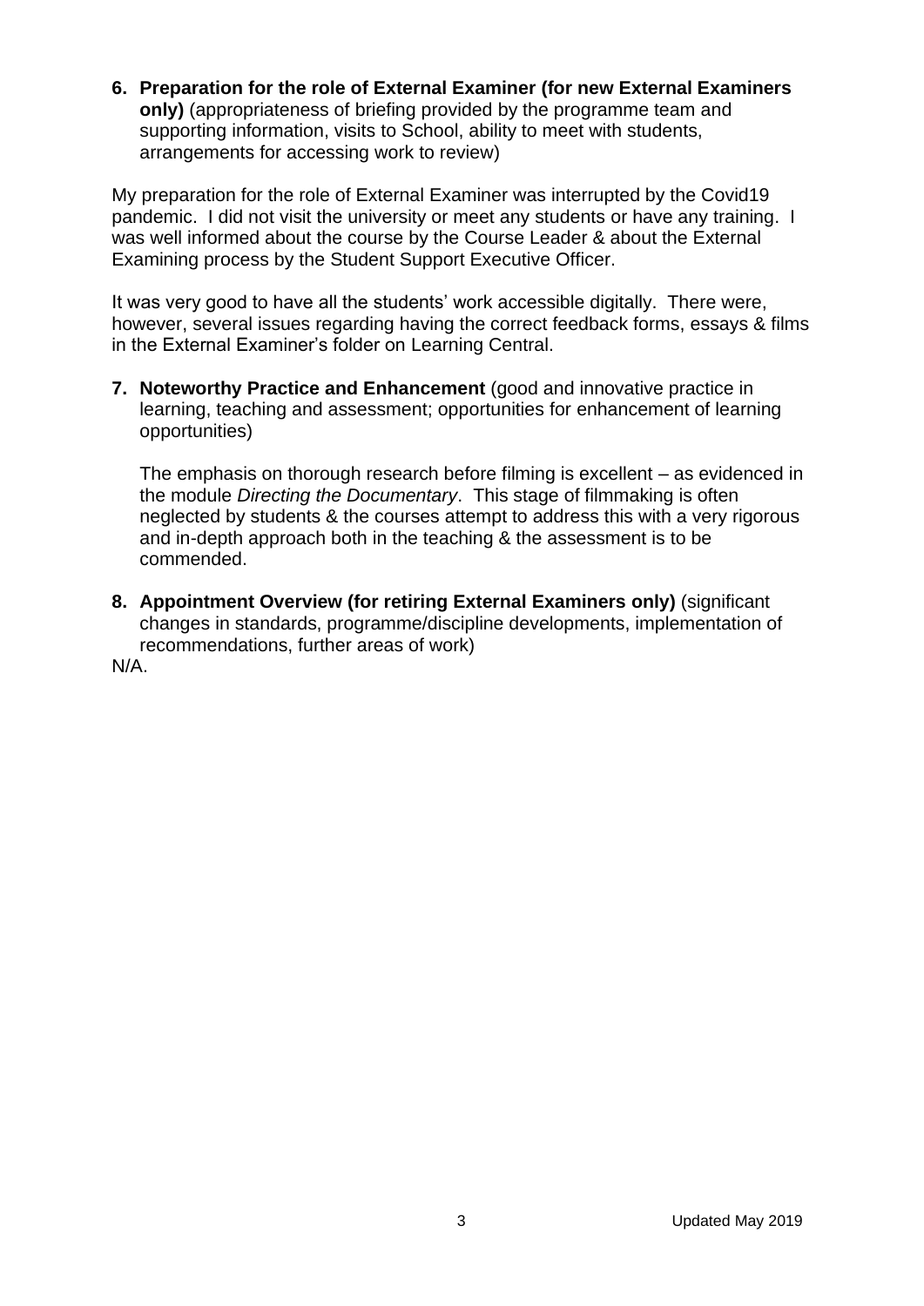6. **Preparation for the role of External Examiner (for new External Examiners only)** (appropriateness of briefing provided by the programme team and supporting information, visits to School, ability to meet with students, arrangements for accessing work to review)

My preparation for the role of External Examiner was interrupted by the Covid19 pandemic. I did not visit the university or meet any students or have any training. I was well informed about the course by the Course Leader & about the External Examining process by the Student Support Executive Officer.

It was very good to have all the students' work accessible digitally. There were, however, several issues regarding having the correct feedback forms, essays & films in the External Examiner's folder on Learning Central.

7. **Noteworthy Practice and Enhancement** (good and innovative practice in learning, teaching and assessment; opportunities for enhancement of learning opportunities)

   The emphasis on thorough research before filming is excellent – as evidenced in the module *Directing the Documentary*. This stage of filmmaking is often neglected by students & the courses attempt to address this with a very rigorous and in-depth approach both in the teaching & the assessment is to be commended.

8. **Appointment Overview (for retiring External Examiners only)** (significant changes in standards, programme/discipline developments, implementation of recommendations, further areas of work)

N/A.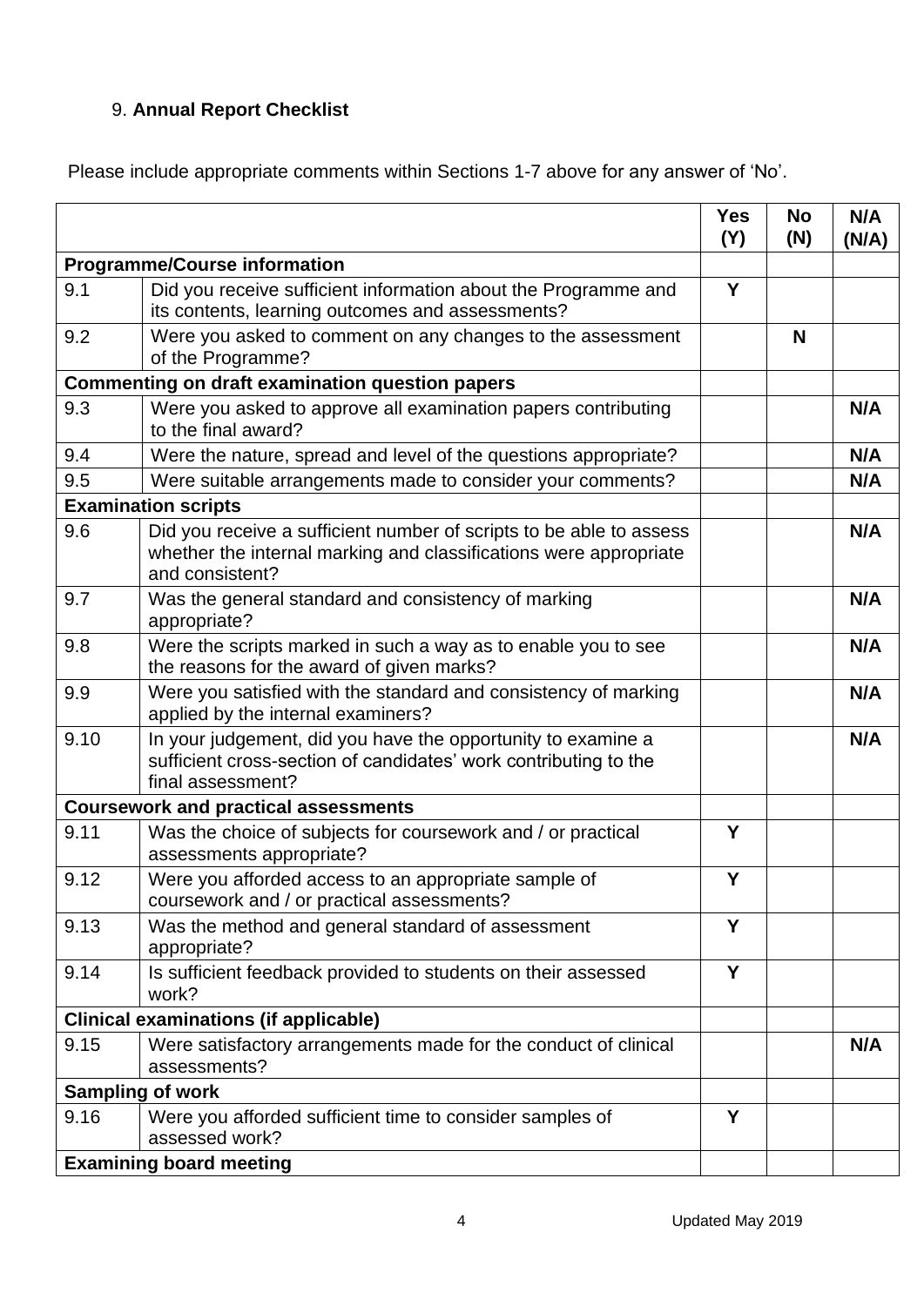### 9. **Annual Report Checklist**

Please include appropriate comments within Sections 1-7 above for any answer of 'No'.

| | | Yes (Y) | No (N) | N/A (N/A) |
|---|---|---|---|---|
| **Programme/Course information** | | | | |
| 9.1 | Did you receive sufficient information about the Programme and its contents, learning outcomes and assessments? | **Y** | | |
| 9.2 | Were you asked to comment on any changes to the assessment of the Programme? | | **N** | |
| **Commenting on draft examination question papers** | | | | |
| 9.3 | Were you asked to approve all examination papers contributing to the final award? | | | **N/A** |
| 9.4 | Were the nature, spread and level of the questions appropriate? | | | **N/A** |
| 9.5 | Were suitable arrangements made to consider your comments? | | | **N/A** |
| **Examination scripts** | | | | |
| 9.6 | Did you receive a sufficient number of scripts to be able to assess whether the internal marking and classifications were appropriate and consistent? | | | **N/A** |
| 9.7 | Was the general standard and consistency of marking appropriate? | | | **N/A** |
| 9.8 | Were the scripts marked in such a way as to enable you to see the reasons for the award of given marks? | | | **N/A** |
| 9.9 | Were you satisfied with the standard and consistency of marking applied by the internal examiners? | | | **N/A** |
| 9.10 | In your judgement, did you have the opportunity to examine a sufficient cross-section of candidates' work contributing to the final assessment? | | | **N/A** |
| **Coursework and practical assessments** | | | | |
| 9.11 | Was the choice of subjects for coursework and / or practical assessments appropriate? | **Y** | | |
| 9.12 | Were you afforded access to an appropriate sample of coursework and / or practical assessments? | **Y** | | |
| 9.13 | Was the method and general standard of assessment appropriate? | **Y** | | |
| 9.14 | Is sufficient feedback provided to students on their assessed work? | **Y** | | |
| **Clinical examinations (if applicable)** | | | | |
| 9.15 | Were satisfactory arrangements made for the conduct of clinical assessments? | | | **N/A** |
| **Sampling of work** | | | | |
| 9.16 | Were you afforded sufficient time to consider samples of assessed work? | **Y** | | |
| **Examining board meeting** | | | | |

Updated May 2019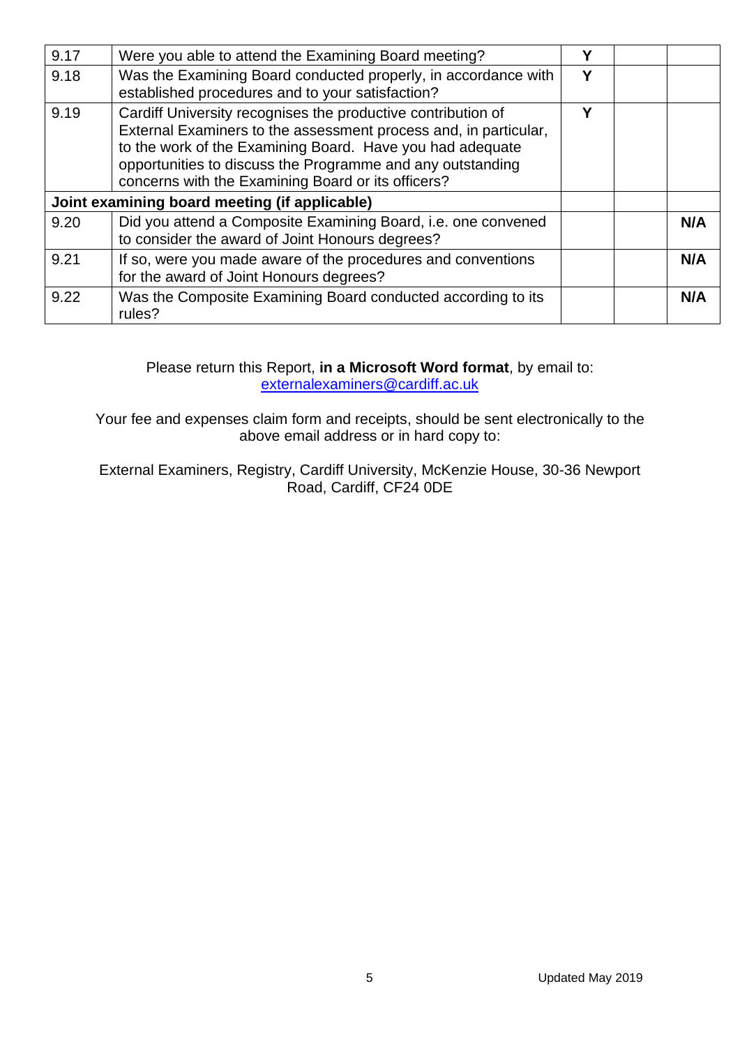| | | | | |
|---|---|---|---|---|
| 9.17 | Were you able to attend the Examining Board meeting? | **Y** | | |
| 9.18 | Was the Examining Board conducted properly, in accordance with established procedures and to your satisfaction? | **Y** | | |
| 9.19 | Cardiff University recognises the productive contribution of External Examiners to the assessment process and, in particular, to the work of the Examining Board. Have you had adequate opportunities to discuss the Programme and any outstanding concerns with the Examining Board or its officers? | **Y** | | |
| **Joint examining board meeting (if applicable)** | | | | |
| 9.20 | Did you attend a Composite Examining Board, i.e. one convened to consider the award of Joint Honours degrees? | | | **N/A** |
| 9.21 | If so, were you made aware of the procedures and conventions for the award of Joint Honours degrees? | | | **N/A** |
| 9.22 | Was the Composite Examining Board conducted according to its rules? | | | **N/A** |

Please return this Report, **in a Microsoft Word format**, by email to: externalexaminers@cardiff.ac.uk

Your fee and expenses claim form and receipts, should be sent electronically to the above email address or in hard copy to:

External Examiners, Registry, Cardiff University, McKenzie House, 30-36 Newport Road, Cardiff, CF24 0DE

Updated May 2019